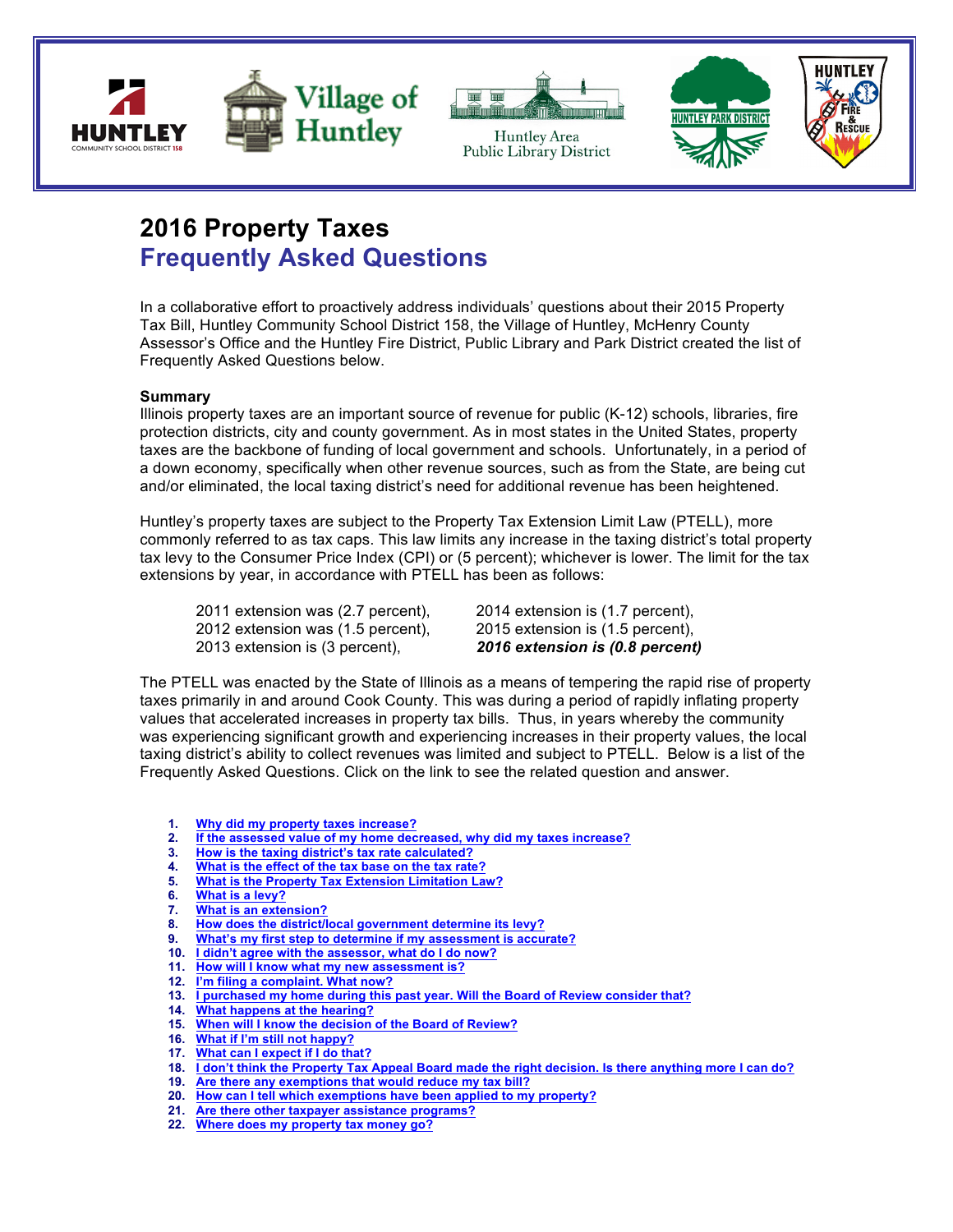# 2016 Property Taxes

## Frequently Asked Questions

In a collaborative effort to proactively address individuals' questions about their 2015 Property Tax Bill, Huntley Community School District 158, the Village of Huntley, McHenry County Assessor's Office and the Huntley Fire District, Public Library and Park District created the list of Frequently Asked Questions below.

**Summary**

Illinois property taxes are an important source of revenue for public (K-12) schools, libraries, fire protection districts, city and county government. As in most states in the United States, property taxes are the backbone of funding of local government and schools. Unfortunately, in a period of a down economy, specifically when other revenue sources, such as from the State, are being cut and/or eliminated, the local taxing district's need for additional revenue has been heightened.

Huntley's property taxes are subject to the Property Tax Extension Limit Law (PTELL), more commonly referred to as tax caps. This law limits any increase in the taxing district's total property tax levy to the Consumer Price Index (CPI) or (5 percent); whichever is lower. The limit for the tax extensions by year, in accordance with PTELL has been as follows:

- 2011 extension was (2.7 percent),
- 2012 extension was (1.5 percent),
- 2013 extension is (3 percent),
- 2014 extension is (1.7 percent),
- 2015 extension is (1.5 percent),
- ***2016 extension is (0.8 percent)***

The PTELL was enacted by the State of Illinois as a means of tempering the rapid rise of property taxes primarily in and around Cook County. This was during a period of rapidly inflating property values that accelerated increases in property tax bills. Thus, in years whereby the community was experiencing significant growth and experiencing increases in their property values, the local taxing district's ability to collect revenues was limited and subject to PTELL. Below is a list of the Frequently Asked Questions. Click on the link to see the related question and answer.

1. Why did my property taxes increase?
2. If the assessed value of my home decreased, why did my taxes increase?
3. How is the taxing district's tax rate calculated?
4. What is the effect of the tax base on the tax rate?
5. What is the Property Tax Extension Limitation Law?
6. What is a levy?
7. What is an extension?
8. How does the district/local government determine its levy?
9. What's my first step to determine if my assessment is accurate?
10. I didn't agree with the assessor, what do I do now?
11. How will I know what my new assessment is?
12. I'm filing a complaint. What now?
13. I purchased my home during this past year. Will the Board of Review consider that?
14. What happens at the hearing?
15. When will I know the decision of the Board of Review?
16. What if I'm still not happy?
17. What can I expect if I do that?
18. I don't think the Property Tax Appeal Board made the right decision. Is there anything more I can do?
19. Are there any exemptions that would reduce my tax bill?
20. How can I tell which exemptions have been applied to my property?
21. Are there other taxpayer assistance programs?
22. Where does my property tax money go?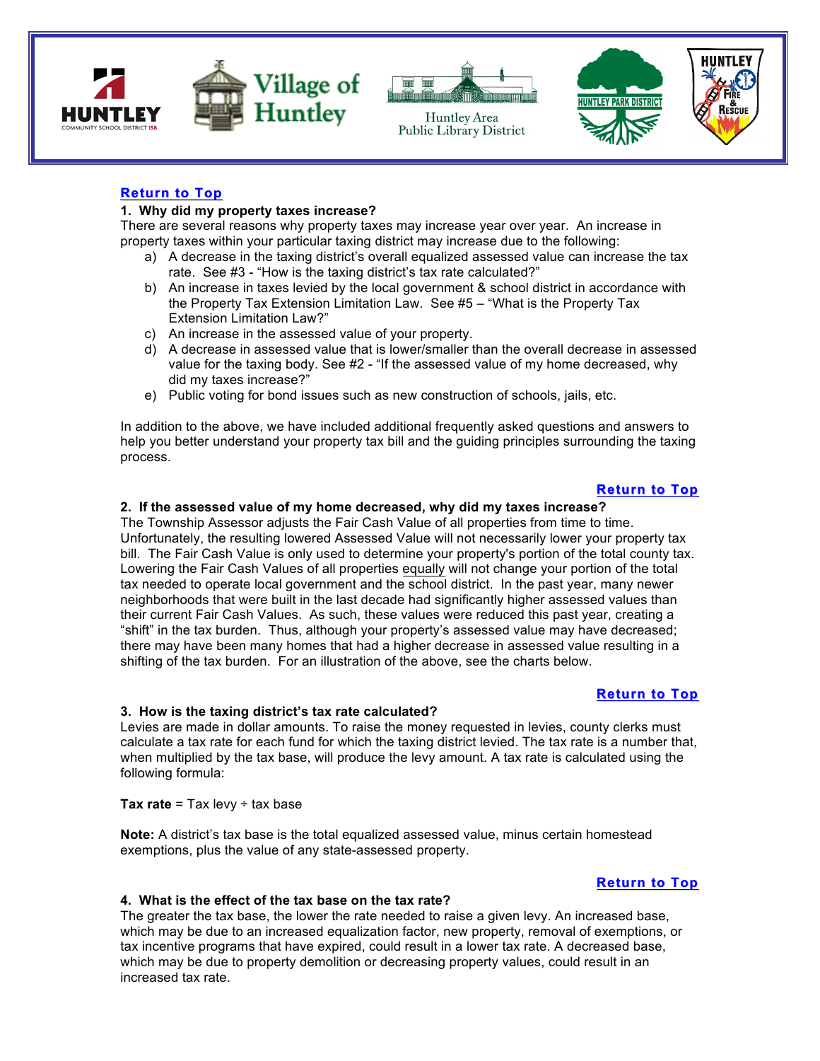Return to Top

**1. Why did my property taxes increase?**

There are several reasons why property taxes may increase year over year. An increase in property taxes within your particular taxing district may increase due to the following:

a) A decrease in the taxing district's overall equalized assessed value can increase the tax rate. See #3 - "How is the taxing district's tax rate calculated?"
b) An increase in taxes levied by the local government & school district in accordance with the Property Tax Extension Limitation Law. See #5 – "What is the Property Tax Extension Limitation Law?"
c) An increase in the assessed value of your property.
d) A decrease in assessed value that is lower/smaller than the overall decrease in assessed value for the taxing body. See #2 - "If the assessed value of my home decreased, why did my taxes increase?"
e) Public voting for bond issues such as new construction of schools, jails, etc.

In addition to the above, we have included additional frequently asked questions and answers to help you better understand your property tax bill and the guiding principles surrounding the taxing process.

Return to Top

**2. If the assessed value of my home decreased, why did my taxes increase?**

The Township Assessor adjusts the Fair Cash Value of all properties from time to time. Unfortunately, the resulting lowered Assessed Value will not necessarily lower your property tax bill. The Fair Cash Value is only used to determine your property's portion of the total county tax. Lowering the Fair Cash Values of all properties equally will not change your portion of the total tax needed to operate local government and the school district. In the past year, many newer neighborhoods that were built in the last decade had significantly higher assessed values than their current Fair Cash Values. As such, these values were reduced this past year, creating a "shift" in the tax burden. Thus, although your property's assessed value may have decreased; there may have been many homes that had a higher decrease in assessed value resulting in a shifting of the tax burden. For an illustration of the above, see the charts below.

Return to Top

**3. How is the taxing district's tax rate calculated?**

Levies are made in dollar amounts. To raise the money requested in levies, county clerks must calculate a tax rate for each fund for which the taxing district levied. The tax rate is a number that, when multiplied by the tax base, will produce the levy amount. A tax rate is calculated using the following formula:

**Tax rate** = Tax levy ÷ tax base

**Note:** A district's tax base is the total equalized assessed value, minus certain homestead exemptions, plus the value of any state-assessed property.

Return to Top

**4. What is the effect of the tax base on the tax rate?**

The greater the tax base, the lower the rate needed to raise a given levy. An increased base, which may be due to an increased equalization factor, new property, removal of exemptions, or tax incentive programs that have expired, could result in a lower tax rate. A decreased base, which may be due to property demolition or decreasing property values, could result in an increased tax rate.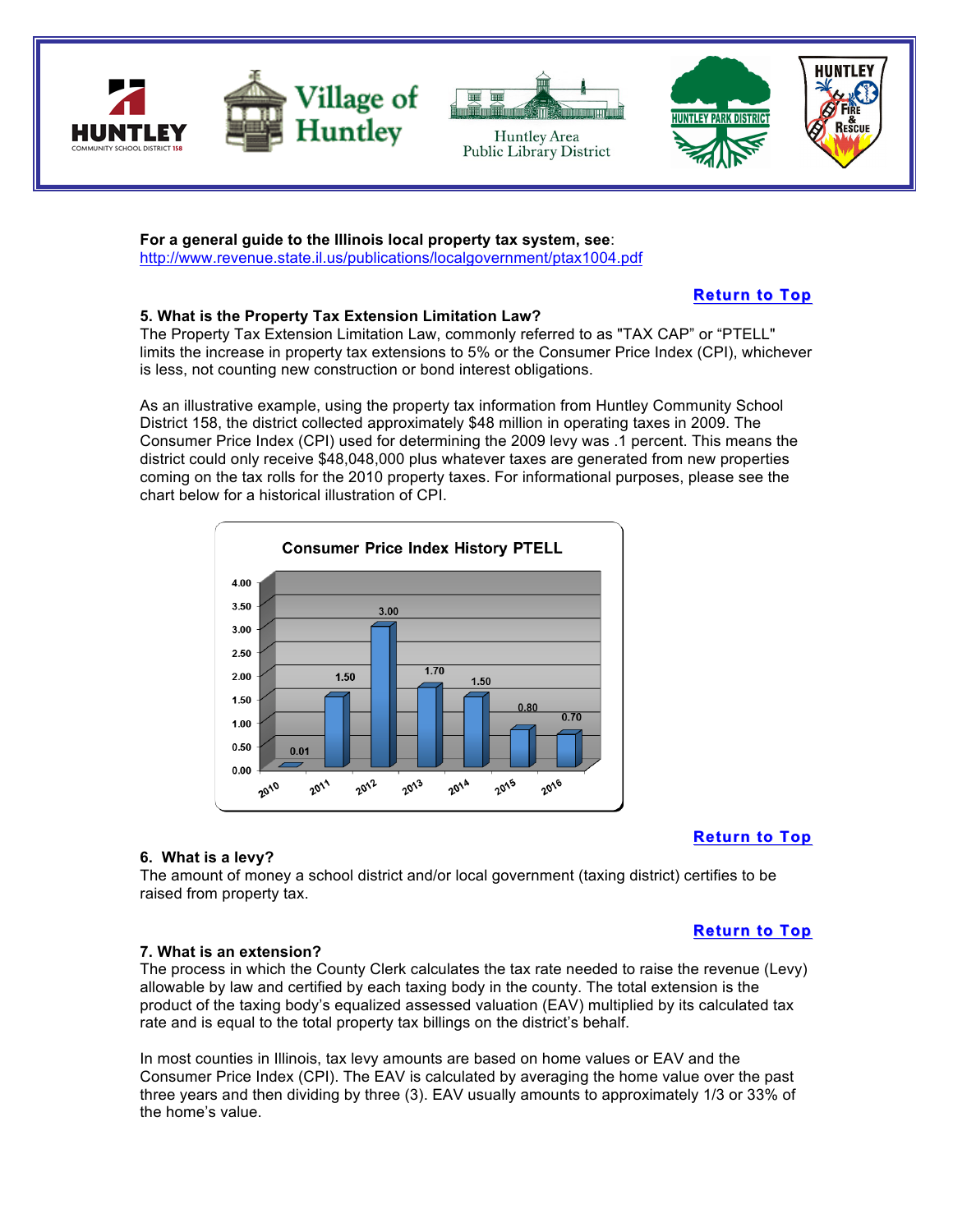**For a general guide to the Illinois local property tax system, see**:
http://www.revenue.state.il.us/publications/localgovernment/ptax1004.pdf

Return to Top

### 5. What is the Property Tax Extension Limitation Law?

The Property Tax Extension Limitation Law, commonly referred to as "TAX CAP" or "PTELL" limits the increase in property tax extensions to 5% or the Consumer Price Index (CPI), whichever is less, not counting new construction or bond interest obligations.

As an illustrative example, using the property tax information from Huntley Community School District 158, the district collected approximately $48 million in operating taxes in 2009. The Consumer Price Index (CPI) used for determining the 2009 levy was .1 percent. This means the district could only receive $48,048,000 plus whatever taxes are generated from new properties coming on the tax rolls for the 2010 property taxes. For informational purposes, please see the chart below for a historical illustration of CPI.

**Consumer Price Index History PTELL**

| Year | CPI |
|---|---|
| 2010 | 0.01 |
| 2011 | 1.50 |
| 2012 | 3.00 |
| 2013 | 1.70 |
| 2014 | 1.50 |
| 2015 | 0.80 |
| 2016 | 0.70 |

Return to Top

### 6. What is a levy?

The amount of money a school district and/or local government (taxing district) certifies to be raised from property tax.

Return to Top

### 7. What is an extension?

The process in which the County Clerk calculates the tax rate needed to raise the revenue (Levy) allowable by law and certified by each taxing body in the county. The total extension is the product of the taxing body's equalized assessed valuation (EAV) multiplied by its calculated tax rate and is equal to the total property tax billings on the district's behalf.

In most counties in Illinois, tax levy amounts are based on home values or EAV and the Consumer Price Index (CPI). The EAV is calculated by averaging the home value over the past three years and then dividing by three (3). EAV usually amounts to approximately 1/3 or 33% of the home's value.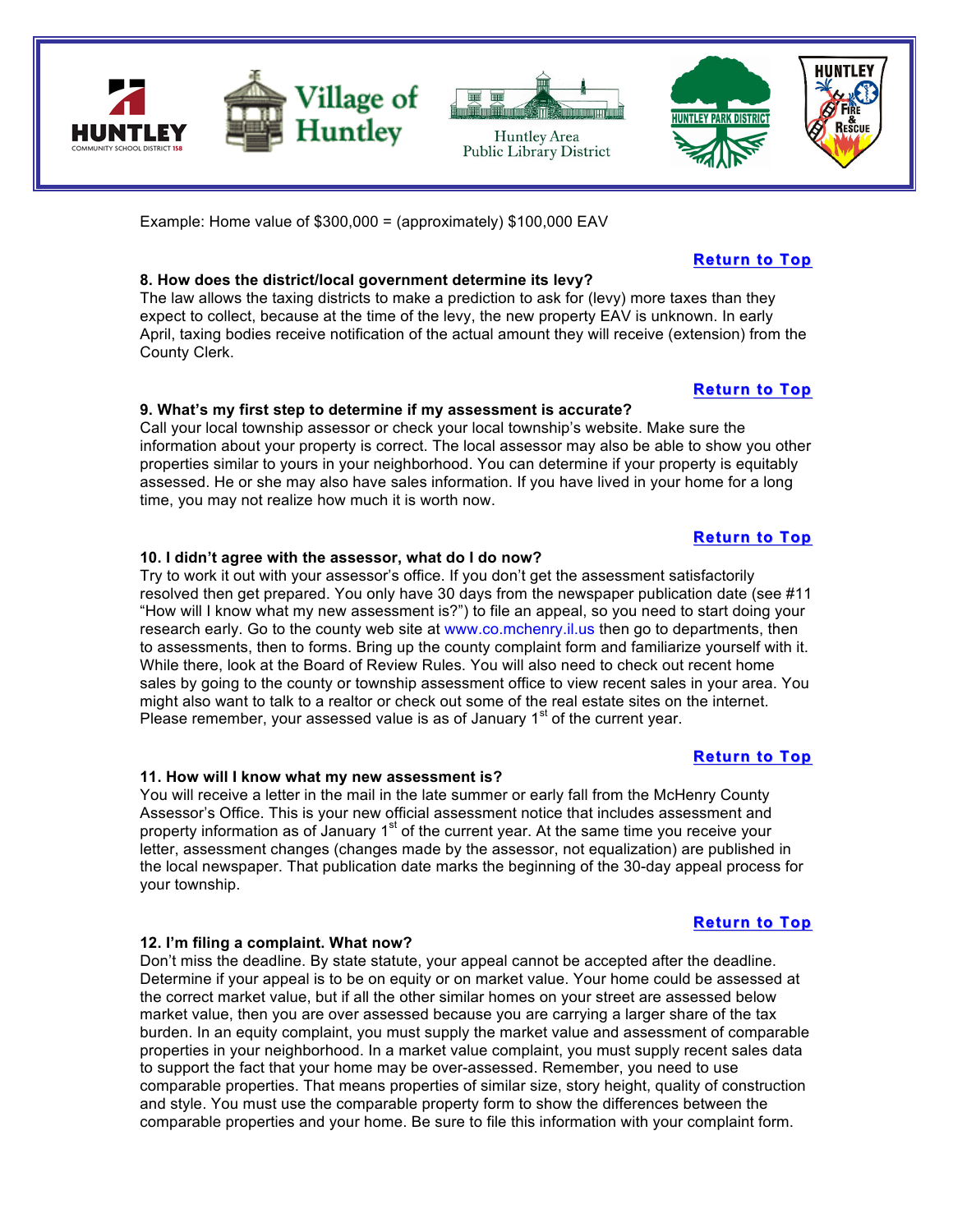Example: Home value of $300,000 = (approximately) $100,000 EAV

**Return to Top**

**8. How does the district/local government determine its levy?**
The law allows the taxing districts to make a prediction to ask for (levy) more taxes than they expect to collect, because at the time of the levy, the new property EAV is unknown. In early April, taxing bodies receive notification of the actual amount they will receive (extension) from the County Clerk.

**Return to Top**

**9. What's my first step to determine if my assessment is accurate?**
Call your local township assessor or check your local township's website. Make sure the information about your property is correct. The local assessor may also be able to show you other properties similar to yours in your neighborhood. You can determine if your property is equitably assessed. He or she may also have sales information. If you have lived in your home for a long time, you may not realize how much it is worth now.

**Return to Top**

**10. I didn't agree with the assessor, what do I do now?**
Try to work it out with your assessor's office. If you don't get the assessment satisfactorily resolved then get prepared. You only have 30 days from the newspaper publication date (see #11 "How will I know what my new assessment is?") to file an appeal, so you need to start doing your research early. Go to the county web site at www.co.mchenry.il.us then go to departments, then to assessments, then to forms. Bring up the county complaint form and familiarize yourself with it. While there, look at the Board of Review Rules. You will also need to check out recent home sales by going to the county or township assessment office to view recent sales in your area. You might also want to talk to a realtor or check out some of the real estate sites on the internet. Please remember, your assessed value is as of January 1st of the current year.

**Return to Top**

**11. How will I know what my new assessment is?**
You will receive a letter in the mail in the late summer or early fall from the McHenry County Assessor's Office. This is your new official assessment notice that includes assessment and property information as of January 1st of the current year. At the same time you receive your letter, assessment changes (changes made by the assessor, not equalization) are published in the local newspaper. That publication date marks the beginning of the 30-day appeal process for your township.

**Return to Top**

**12. I'm filing a complaint. What now?**
Don't miss the deadline. By state statute, your appeal cannot be accepted after the deadline. Determine if your appeal is to be on equity or on market value. Your home could be assessed at the correct market value, but if all the other similar homes on your street are assessed below market value, then you are over assessed because you are carrying a larger share of the tax burden. In an equity complaint, you must supply the market value and assessment of comparable properties in your neighborhood. In a market value complaint, you must supply recent sales data to support the fact that your home may be over-assessed. Remember, you need to use comparable properties. That means properties of similar size, story height, quality of construction and style. You must use the comparable property form to show the differences between the comparable properties and your home. Be sure to file this information with your complaint form.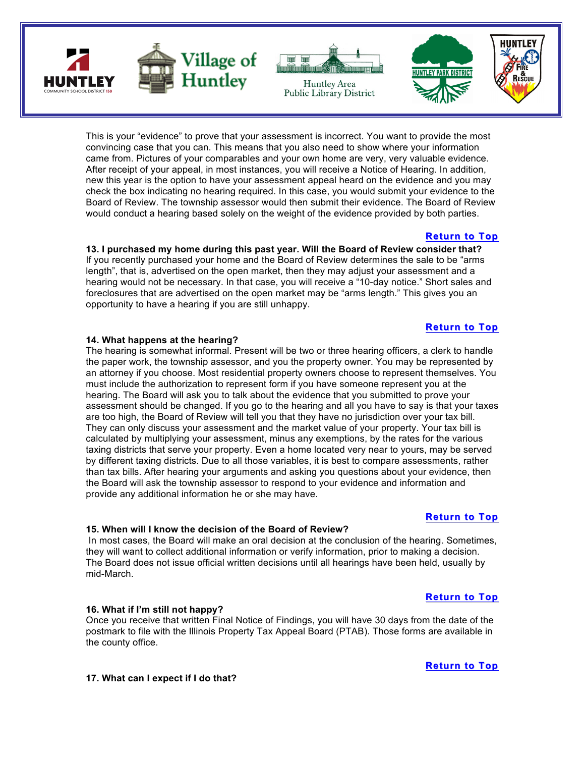This is your "evidence" to prove that your assessment is incorrect. You want to provide the most convincing case that you can. This means that you also need to show where your information came from. Pictures of your comparables and your own home are very, very valuable evidence. After receipt of your appeal, in most instances, you will receive a Notice of Hearing. In addition, new this year is the option to have your assessment appeal heard on the evidence and you may check the box indicating no hearing required. In this case, you would submit your evidence to the Board of Review. The township assessor would then submit their evidence. The Board of Review would conduct a hearing based solely on the weight of the evidence provided by both parties.

**Return to Top**

**13. I purchased my home during this past year. Will the Board of Review consider that?**

If you recently purchased your home and the Board of Review determines the sale to be "arms length", that is, advertised on the open market, then they may adjust your assessment and a hearing would not be necessary. In that case, you will receive a "10-day notice." Short sales and foreclosures that are advertised on the open market may be "arms length." This gives you an opportunity to have a hearing if you are still unhappy.

**Return to Top**

**14. What happens at the hearing?**

The hearing is somewhat informal. Present will be two or three hearing officers, a clerk to handle the paper work, the township assessor, and you the property owner. You may be represented by an attorney if you choose. Most residential property owners choose to represent themselves. You must include the authorization to represent form if you have someone represent you at the hearing. The Board will ask you to talk about the evidence that you submitted to prove your assessment should be changed. If you go to the hearing and all you have to say is that your taxes are too high, the Board of Review will tell you that they have no jurisdiction over your tax bill. They can only discuss your assessment and the market value of your property. Your tax bill is calculated by multiplying your assessment, minus any exemptions, by the rates for the various taxing districts that serve your property. Even a home located very near to yours, may be served by different taxing districts. Due to all those variables, it is best to compare assessments, rather than tax bills. After hearing your arguments and asking you questions about your evidence, then the Board will ask the township assessor to respond to your evidence and information and provide any additional information he or she may have.

**Return to Top**

**15. When will I know the decision of the Board of Review?**

In most cases, the Board will make an oral decision at the conclusion of the hearing. Sometimes, they will want to collect additional information or verify information, prior to making a decision. The Board does not issue official written decisions until all hearings have been held, usually by mid-March.

**Return to Top**

**16. What if I'm still not happy?**

Once you receive that written Final Notice of Findings, you will have 30 days from the date of the postmark to file with the Illinois Property Tax Appeal Board (PTAB). Those forms are available in the county office.

**Return to Top**

**17. What can I expect if I do that?**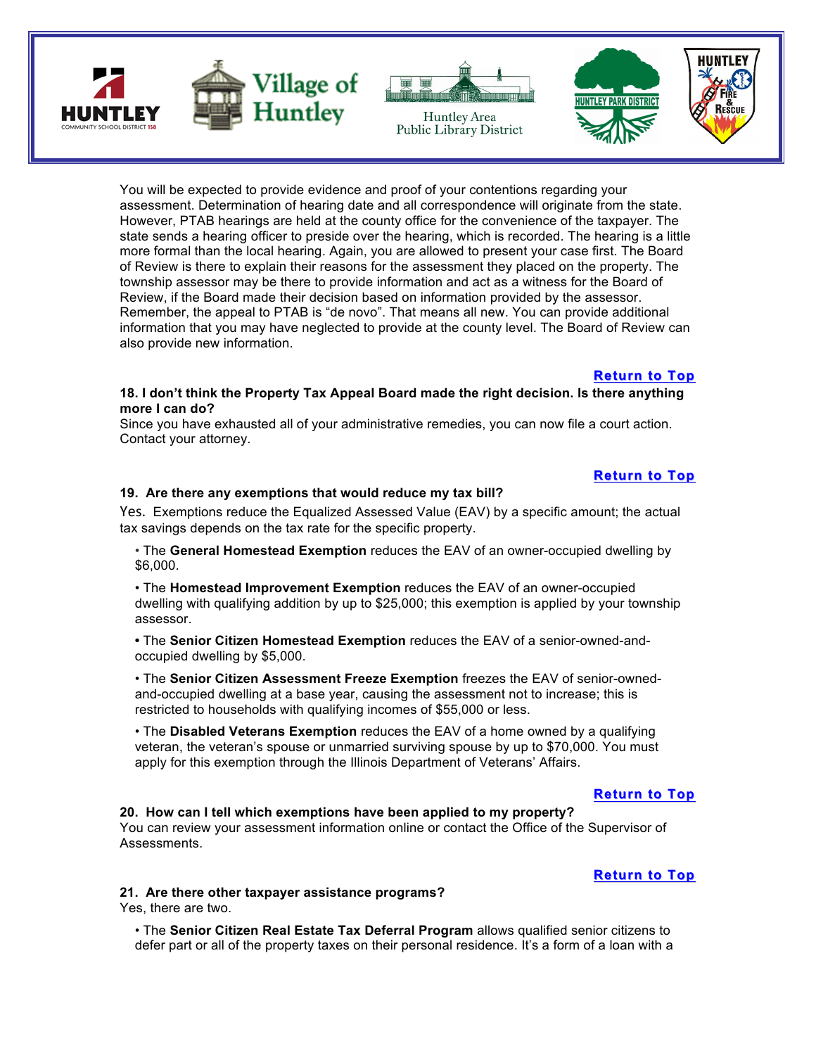You will be expected to provide evidence and proof of your contentions regarding your assessment. Determination of hearing date and all correspondence will originate from the state. However, PTAB hearings are held at the county office for the convenience of the taxpayer. The state sends a hearing officer to preside over the hearing, which is recorded. The hearing is a little more formal than the local hearing. Again, you are allowed to present your case first. The Board of Review is there to explain their reasons for the assessment they placed on the property. The township assessor may be there to provide information and act as a witness for the Board of Review, if the Board made their decision based on information provided by the assessor. Remember, the appeal to PTAB is "de novo". That means all new. You can provide additional information that you may have neglected to provide at the county level. The Board of Review can also provide new information.

**Return to Top**

**18. I don't think the Property Tax Appeal Board made the right decision. Is there anything more I can do?**

Since you have exhausted all of your administrative remedies, you can now file a court action. Contact your attorney.

**Return to Top**

**19. Are there any exemptions that would reduce my tax bill?**

Yes. Exemptions reduce the Equalized Assessed Value (EAV) by a specific amount; the actual tax savings depends on the tax rate for the specific property.

- The **General Homestead Exemption** reduces the EAV of an owner-occupied dwelling by $6,000.
- The **Homestead Improvement Exemption** reduces the EAV of an owner-occupied dwelling with qualifying addition by up to $25,000; this exemption is applied by your township assessor.
- The **Senior Citizen Homestead Exemption** reduces the EAV of a senior-owned-and-occupied dwelling by $5,000.
- The **Senior Citizen Assessment Freeze Exemption** freezes the EAV of senior-owned-and-occupied dwelling at a base year, causing the assessment not to increase; this is restricted to households with qualifying incomes of $55,000 or less.
- The **Disabled Veterans Exemption** reduces the EAV of a home owned by a qualifying veteran, the veteran's spouse or unmarried surviving spouse by up to $70,000. You must apply for this exemption through the Illinois Department of Veterans' Affairs.

**Return to Top**

**20. How can I tell which exemptions have been applied to my property?**

You can review your assessment information online or contact the Office of the Supervisor of Assessments.

**Return to Top**

**21. Are there other taxpayer assistance programs?**

Yes, there are two.

- The **Senior Citizen Real Estate Tax Deferral Program** allows qualified senior citizens to defer part or all of the property taxes on their personal residence. It's a form of a loan with a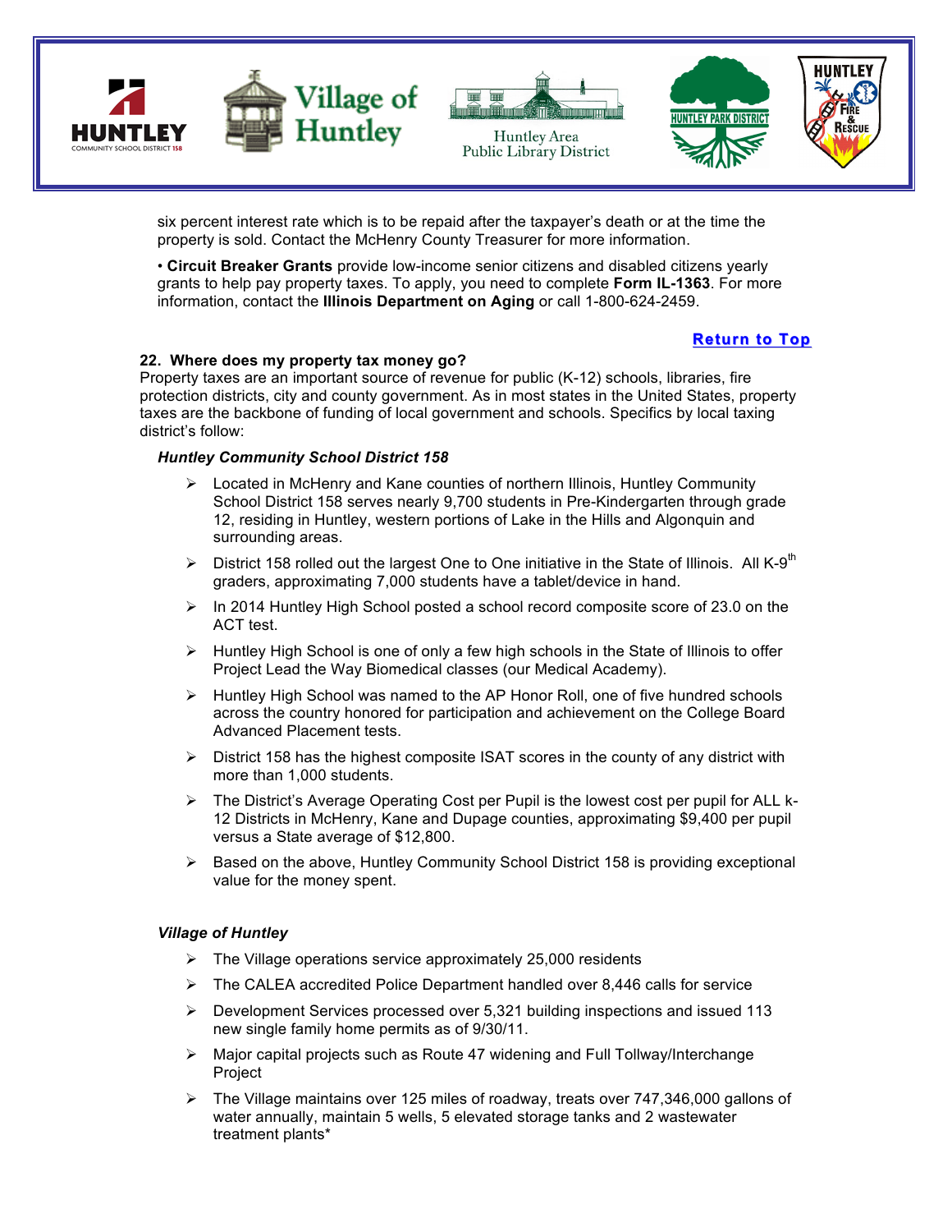six percent interest rate which is to be repaid after the taxpayer's death or at the time the property is sold. Contact the McHenry County Treasurer for more information.

• **Circuit Breaker Grants** provide low-income senior citizens and disabled citizens yearly grants to help pay property taxes. To apply, you need to complete **Form IL-1363**. For more information, contact the **Illinois Department on Aging** or call 1-800-624-2459.

**Return to Top**

**22. Where does my property tax money go?**

Property taxes are an important source of revenue for public (K-12) schools, libraries, fire protection districts, city and county government. As in most states in the United States, property taxes are the backbone of funding of local government and schools. Specifics by local taxing district's follow:

***Huntley Community School District 158***

- Located in McHenry and Kane counties of northern Illinois, Huntley Community School District 158 serves nearly 9,700 students in Pre-Kindergarten through grade 12, residing in Huntley, western portions of Lake in the Hills and Algonquin and surrounding areas.
- District 158 rolled out the largest One to One initiative in the State of Illinois. All K-9th graders, approximating 7,000 students have a tablet/device in hand.
- In 2014 Huntley High School posted a school record composite score of 23.0 on the ACT test.
- Huntley High School is one of only a few high schools in the State of Illinois to offer Project Lead the Way Biomedical classes (our Medical Academy).
- Huntley High School was named to the AP Honor Roll, one of five hundred schools across the country honored for participation and achievement on the College Board Advanced Placement tests.
- District 158 has the highest composite ISAT scores in the county of any district with more than 1,000 students.
- The District's Average Operating Cost per Pupil is the lowest cost per pupil for ALL k-12 Districts in McHenry, Kane and Dupage counties, approximating $9,400 per pupil versus a State average of $12,800.
- Based on the above, Huntley Community School District 158 is providing exceptional value for the money spent.

***Village of Huntley***

- The Village operations service approximately 25,000 residents
- The CALEA accredited Police Department handled over 8,446 calls for service
- Development Services processed over 5,321 building inspections and issued 113 new single family home permits as of 9/30/11.
- Major capital projects such as Route 47 widening and Full Tollway/Interchange Project
- The Village maintains over 125 miles of roadway, treats over 747,346,000 gallons of water annually, maintain 5 wells, 5 elevated storage tanks and 2 wastewater treatment plants*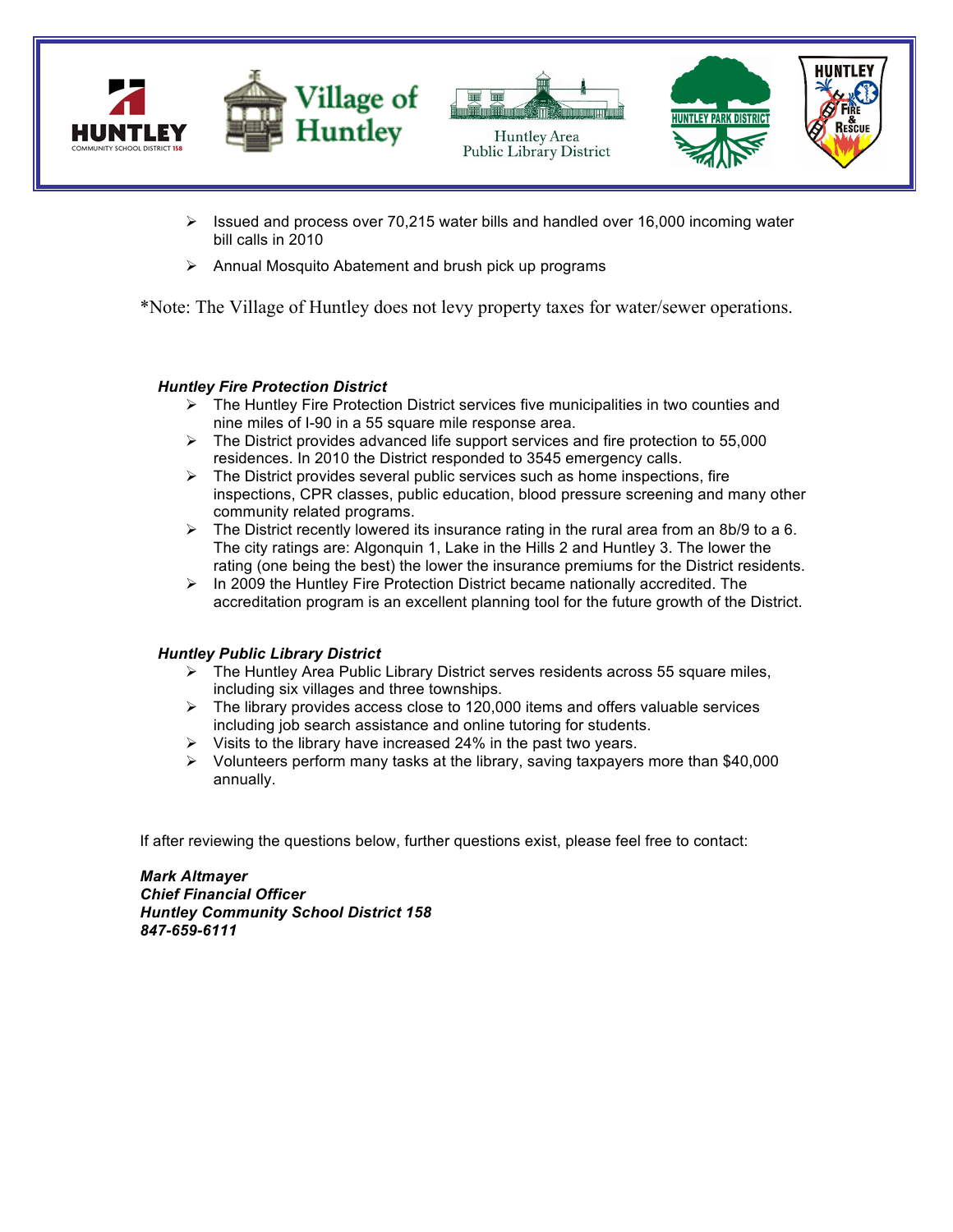- Issued and process over 70,215 water bills and handled over 16,000 incoming water bill calls in 2010
- Annual Mosquito Abatement and brush pick up programs

*Note: The Village of Huntley does not levy property taxes for water/sewer operations.

***Huntley Fire Protection District***

- The Huntley Fire Protection District services five municipalities in two counties and nine miles of I-90 in a 55 square mile response area.
- The District provides advanced life support services and fire protection to 55,000 residences. In 2010 the District responded to 3545 emergency calls.
- The District provides several public services such as home inspections, fire inspections, CPR classes, public education, blood pressure screening and many other community related programs.
- The District recently lowered its insurance rating in the rural area from an 8b/9 to a 6. The city ratings are: Algonquin 1, Lake in the Hills 2 and Huntley 3. The lower the rating (one being the best) the lower the insurance premiums for the District residents.
- In 2009 the Huntley Fire Protection District became nationally accredited. The accreditation program is an excellent planning tool for the future growth of the District.

***Huntley Public Library District***

- The Huntley Area Public Library District serves residents across 55 square miles, including six villages and three townships.
- The library provides access close to 120,000 items and offers valuable services including job search assistance and online tutoring for students.
- Visits to the library have increased 24% in the past two years.
- Volunteers perform many tasks at the library, saving taxpayers more than $40,000 annually.

If after reviewing the questions below, further questions exist, please feel free to contact:

***Mark Altmayer***
***Chief Financial Officer***
***Huntley Community School District 158***
***847-659-6111***